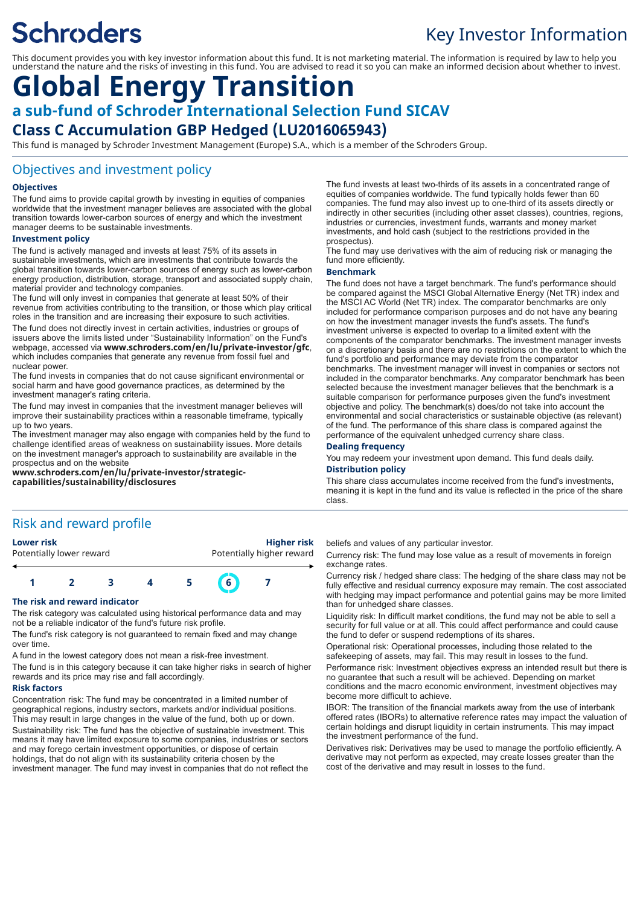# Schroders

## Key Investor Information

This document provides you with key investor information about this fund. It is not marketing material. The information is required by law to help you understand the nature and the risks of investing in this fund. You are advised to read it so you can make an informed decision about whether to invest.

# Global Energy Transition

## a sub-fund of Schroder International Selection Fund SICAV

## Class C Accumulation GBP Hedged (LU2016065943)

This fund is managed by Schroder Investment Management (Europe) S.A., which is a member of the Schroders Group.

## Objectives and investment policy

### Objectives

The fund aims to provide capital growth by investing in equities of companies worldwide that the investment manager believes are associated with the global transition towards lower-carbon sources of energy and which the investment manager deems to be sustainable investments.

### Investment policy

The fund is actively managed and invests at least 75% of its assets in sustainable investments, which are investments that contribute towards the global transition towards lower-carbon sources of energy such as lower-carbon energy production, distribution, storage, transport and associated supply chain, material provider and technology companies.

The fund will only invest in companies that generate at least 50% of their revenue from activities contributing to the transition, or those which play critical roles in the transition and are increasing their exposure to such activities.

The fund does not directly invest in certain activities, industries or groups of issuers above the limits listed under "Sustainability Information" on the Fund's webpage, accessed via **www.schroders.com/en/lu/private-investor/gfc**, which includes companies that generate any revenue from fossil fuel and nuclear power.

The fund invests in companies that do not cause significant environmental or social harm and have good governance practices, as determined by the investment manager's rating criteria.

The fund may invest in companies that the investment manager believes will improve their sustainability practices within a reasonable timeframe, typically up to two years.

The investment manager may also engage with companies held by the fund to challenge identified areas of weakness on sustainability issues. More details on the investment manager's approach to sustainability are available in the prospectus and on the website **www.schroders.com/en/lu/private-investor/strategic-capabilities/sustainability/disclosures**

The fund invests at least two-thirds of its assets in a concentrated range of equities of companies worldwide. The fund typically holds fewer than 60 companies. The fund may also invest up to one-third of its assets directly or indirectly in other securities (including other asset classes), countries, regions, industries or currencies, investment funds, warrants and money market investments, and hold cash (subject to the restrictions provided in the prospectus).

The fund may use derivatives with the aim of reducing risk or managing the fund more efficiently.

### Benchmark

The fund does not have a target benchmark. The fund's performance should be compared against the MSCI Global Alternative Energy (Net TR) index and the MSCI AC World (Net TR) index. The comparator benchmarks are only included for performance comparison purposes and do not have any bearing on how the investment manager invests the fund's assets. The fund's investment universe is expected to overlap to a limited extent with the components of the comparator benchmarks. The investment manager invests on a discretionary basis and there are no restrictions on the extent to which the fund's portfolio and performance may deviate from the comparator benchmarks. The investment manager will invest in companies or sectors not included in the comparator benchmarks. Any comparator benchmark has been selected because the investment manager believes that the benchmark is a suitable comparison for performance purposes given the fund's investment objective and policy. The benchmark(s) does/do not take into account the environmental and social characteristics or sustainable objective (as relevant) of the fund. The performance of this share class is compared against the performance of the equivalent unhedged currency share class.

### Dealing frequency

You may redeem your investment upon demand. This fund deals daily.

### Distribution policy

This share class accumulates income received from the fund's investments, meaning it is kept in the fund and its value is reflected in the price of the share class.

## Risk and reward profile

| **Lower risk** | | | | | | **Higher risk** |
|---|---|---|---|---|---|---|
| Potentially lower reward | | | | | | Potentially higher reward |
| 1 | 2 | 3 | 4 | 5 | **6** | 7 |

### The risk and reward indicator

The risk category was calculated using historical performance data and may not be a reliable indicator of the fund's future risk profile.

The fund's risk category is not guaranteed to remain fixed and may change over time.

A fund in the lowest category does not mean a risk-free investment.

The fund is in this category because it can take higher risks in search of higher rewards and its price may rise and fall accordingly.

### Risk factors

Concentration risk: The fund may be concentrated in a limited number of geographical regions, industry sectors, markets and/or individual positions. This may result in large changes in the value of the fund, both up or down.

Sustainability risk: The fund has the objective of sustainable investment. This means it may have limited exposure to some companies, industries or sectors and may forego certain investment opportunities, or dispose of certain holdings, that do not align with its sustainability criteria chosen by the investment manager. The fund may invest in companies that do not reflect the beliefs and values of any particular investor.

Currency risk: The fund may lose value as a result of movements in foreign exchange rates.

Currency risk / hedged share class: The hedging of the share class may not be fully effective and residual currency exposure may remain. The cost associated with hedging may impact performance and potential gains may be more limited than for unhedged share classes.

Liquidity risk: In difficult market conditions, the fund may not be able to sell a security for full value or at all. This could affect performance and could cause the fund to defer or suspend redemptions of its shares.

Operational risk: Operational processes, including those related to the safekeeping of assets, may fail. This may result in losses to the fund.

Performance risk: Investment objectives express an intended result but there is no guarantee that such a result will be achieved. Depending on market conditions and the macro economic environment, investment objectives may become more difficult to achieve.

IBOR: The transition of the financial markets away from the use of interbank offered rates (IBORs) to alternative reference rates may impact the valuation of certain holdings and disrupt liquidity in certain instruments. This may impact the investment performance of the fund.

Derivatives risk: Derivatives may be used to manage the portfolio efficiently. A derivative may not perform as expected, may create losses greater than the cost of the derivative and may result in losses to the fund.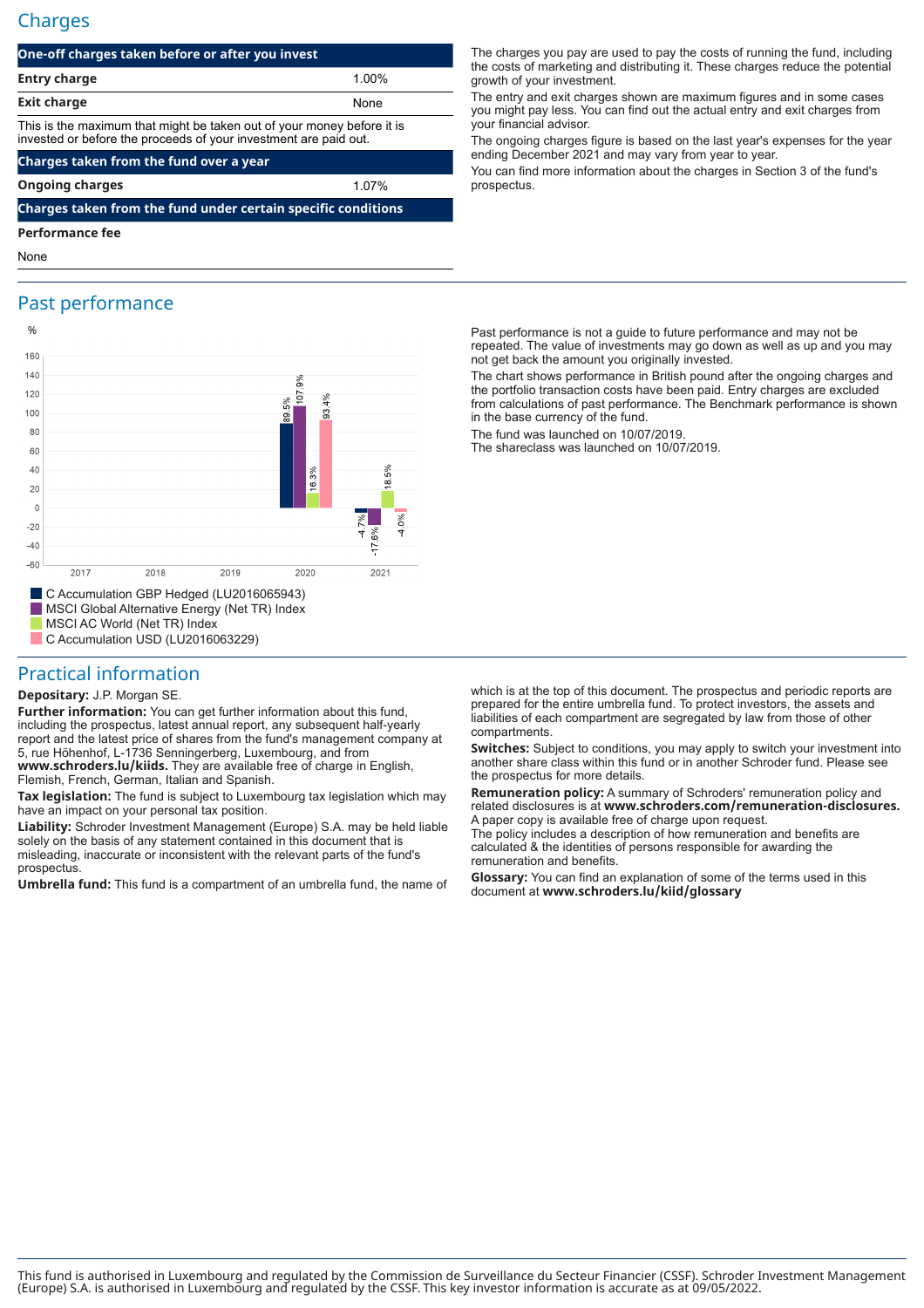## Charges

| One-off charges taken before or after you invest | |
|---|---|
| **Entry charge** | 1.00% |
| **Exit charge** | None |

This is the maximum that might be taken out of your money before it is invested or before the proceeds of your investment are paid out.

| Charges taken from the fund over a year | |
|---|---|
| **Ongoing charges** | 1.07% |

| Charges taken from the fund under certain specific conditions |
|---|
| **Performance fee** |
| None |

The charges you pay are used to pay the costs of running the fund, including the costs of marketing and distributing it. These charges reduce the potential growth of your investment.

The entry and exit charges shown are maximum figures and in some cases you might pay less. You can find out the actual entry and exit charges from your financial advisor.

The ongoing charges figure is based on the last year's expenses for the year ending December 2021 and may vary from year to year.

You can find more information about the charges in Section 3 of the fund's prospectus.

## Past performance

%

160
140
120
100
80
60
40
20
0
-20
-40
-60

2017
2018
2019
2020
2021

89.5%
107.9%
16.3%
93.4%
-4.7%
-17.6%
18.5%
-4.0%

C Accumulation GBP Hedged (LU2016065943)
MSCI Global Alternative Energy (Net TR) Index
MSCI AC World (Net TR) Index
C Accumulation USD (LU2016063229)

Past performance is not a guide to future performance and may not be repeated. The value of investments may go down as well as up and you may not get back the amount you originally invested.

The chart shows performance in British pound after the ongoing charges and the portfolio transaction costs have been paid. Entry charges are excluded from calculations of past performance. The Benchmark performance is shown in the base currency of the fund.

The fund was launched on 10/07/2019.
The shareclass was launched on 10/07/2019.

## Practical information

**Depositary:** J.P. Morgan SE.

**Further information:** You can get further information about this fund, including the prospectus, latest annual report, any subsequent half-yearly report and the latest price of shares from the fund's management company at 5, rue Höhenhof, L-1736 Senningerberg, Luxembourg, and from **www.schroders.lu/kiids.** They are available free of charge in English, Flemish, French, German, Italian and Spanish.

**Tax legislation:** The fund is subject to Luxembourg tax legislation which may have an impact on your personal tax position.

**Liability:** Schroder Investment Management (Europe) S.A. may be held liable solely on the basis of any statement contained in this document that is misleading, inaccurate or inconsistent with the relevant parts of the fund's prospectus.

**Umbrella fund:** This fund is a compartment of an umbrella fund, the name of which is at the top of this document. The prospectus and periodic reports are prepared for the entire umbrella fund. To protect investors, the assets and liabilities of each compartment are segregated by law from those of other compartments.

**Switches:** Subject to conditions, you may apply to switch your investment into another share class within this fund or in another Schroder fund. Please see the prospectus for more details.

**Remuneration policy:** A summary of Schroders' remuneration policy and related disclosures is at **www.schroders.com/remuneration-disclosures.** A paper copy is available free of charge upon request.
The policy includes a description of how remuneration and benefits are calculated & the identities of persons responsible for awarding the remuneration and benefits.

**Glossary:** You can find an explanation of some of the terms used in this document at **www.schroders.lu/kiid/glossary**

This fund is authorised in Luxembourg and regulated by the Commission de Surveillance du Secteur Financier (CSSF). Schroder Investment Management (Europe) S.A. is authorised in Luxembourg and regulated by the CSSF. This key investor information is accurate as at 09/05/2022.